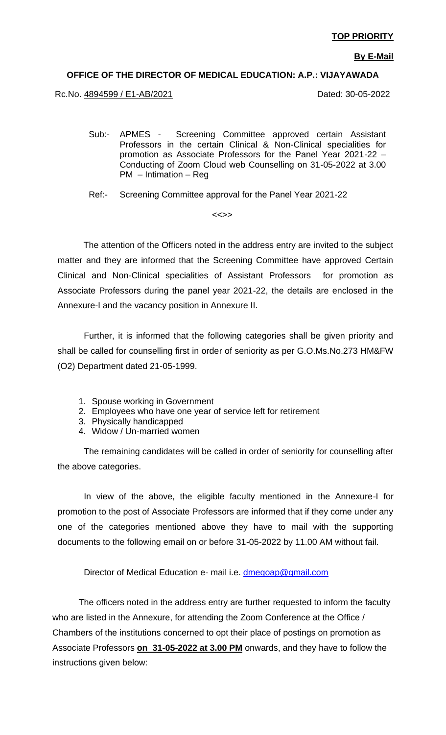**TOP PRIORITY**

**By E-Mail**

**OFFICE OF THE DIRECTOR OF MEDICAL EDUCATION: A.P.: VIJAYAWADA**

Rc.No. 4894599 / E1-AB/2021 Dated: 30-05-2022

Sub:- APMES - Screening Committee approved certain Assistant Professors in the certain Clinical & Non-Clinical specialities for promotion as Associate Professors for the Panel Year 2021-22 – Conducting of Zoom Cloud web Counselling on 31-05-2022 at 3.00 PM – Intimation – Reg

Ref:- Screening Committee approval for the Panel Year 2021-22

<<>>

The attention of the Officers noted in the address entry are invited to the subject matter and they are informed that the Screening Committee have approved Certain Clinical and Non-Clinical specialities of Assistant Professors for promotion as Associate Professors during the panel year 2021-22, the details are enclosed in the Annexure-I and the vacancy position in Annexure II.

Further, it is informed that the following categories shall be given priority and shall be called for counselling first in order of seniority as per G.O.Ms.No.273 HM&FW (O2) Department dated 21-05-1999.

1. Spouse working in Government
2. Employees who have one year of service left for retirement
3. Physically handicapped
4. Widow / Un-married women

The remaining candidates will be called in order of seniority for counselling after the above categories.

In view of the above, the eligible faculty mentioned in the Annexure-I for promotion to the post of Associate Professors are informed that if they come under any one of the categories mentioned above they have to mail with the supporting documents to the following email on or before 31-05-2022 by 11.00 AM without fail.

Director of Medical Education e- mail i.e. dmegoap@gmail.com

The officers noted in the address entry are further requested to inform the faculty who are listed in the Annexure, for attending the Zoom Conference at the Office / Chambers of the institutions concerned to opt their place of postings on promotion as Associate Professors **on 31-05-2022 at 3.00 PM** onwards, and they have to follow the instructions given below: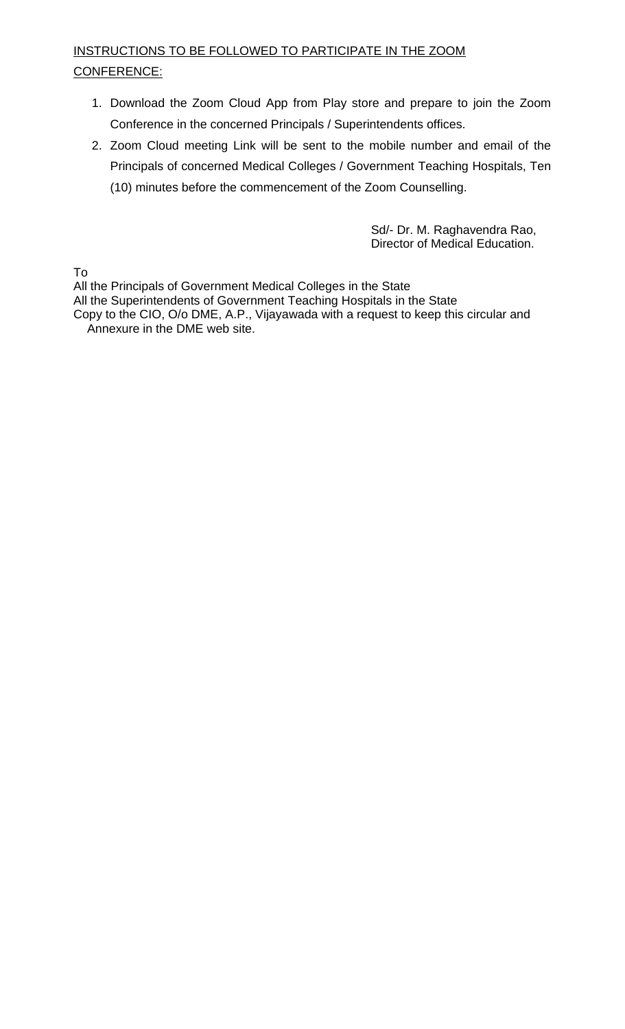<u>INSTRUCTIONS TO BE FOLLOWED TO PARTICIPATE IN THE ZOOM CONFERENCE:</u>

1. Download the Zoom Cloud App from Play store and prepare to join the Zoom Conference in the concerned Principals / Superintendents offices.
2. Zoom Cloud meeting Link will be sent to the mobile number and email of the Principals of concerned Medical Colleges / Government Teaching Hospitals, Ten (10) minutes before the commencement of the Zoom Counselling.

Sd/- Dr. M. Raghavendra Rao,
Director of Medical Education.

To
All the Principals of Government Medical Colleges in the State
All the Superintendents of Government Teaching Hospitals in the State
Copy to the CIO, O/o DME, A.P., Vijayawada with a request to keep this circular and Annexure in the DME web site.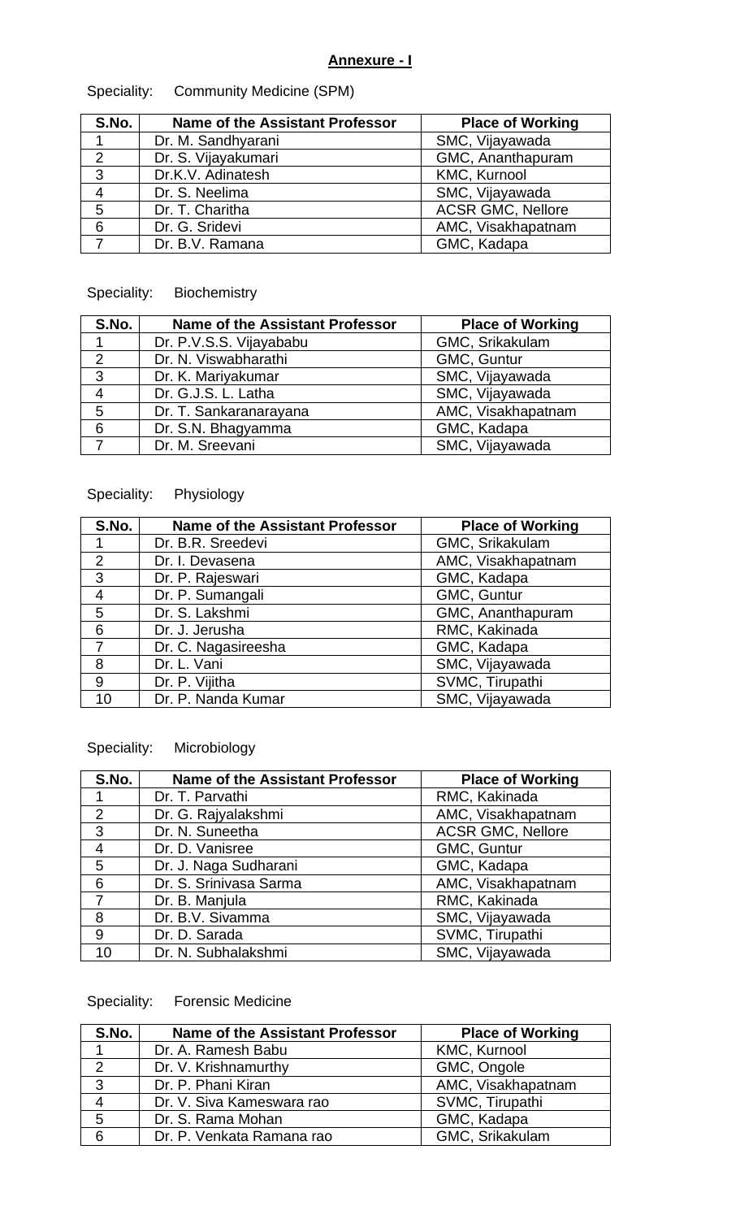## Annexure - I

Speciality: Community Medicine (SPM)

| S.No. | Name of the Assistant Professor | Place of Working |
|---|---|---|
| 1 | Dr. M. Sandhyarani | SMC, Vijayawada |
| 2 | Dr. S. Vijayakumari | GMC, Ananthapuram |
| 3 | Dr.K.V. Adinatesh | KMC, Kurnool |
| 4 | Dr. S. Neelima | SMC, Vijayawada |
| 5 | Dr. T. Charitha | ACSR GMC, Nellore |
| 6 | Dr. G. Sridevi | AMC, Visakhapatnam |
| 7 | Dr. B.V. Ramana | GMC, Kadapa |

Speciality: Biochemistry

| S.No. | Name of the Assistant Professor | Place of Working |
|---|---|---|
| 1 | Dr. P.V.S.S. Vijayababu | GMC, Srikakulam |
| 2 | Dr. N. Viswabharathi | GMC, Guntur |
| 3 | Dr. K. Mariyakumar | SMC, Vijayawada |
| 4 | Dr. G.J.S. L. Latha | SMC, Vijayawada |
| 5 | Dr. T. Sankaranarayana | AMC, Visakhapatnam |
| 6 | Dr. S.N. Bhagyamma | GMC, Kadapa |
| 7 | Dr. M. Sreevani | SMC, Vijayawada |

Speciality: Physiology

| S.No. | Name of the Assistant Professor | Place of Working |
|---|---|---|
| 1 | Dr. B.R. Sreedevi | GMC, Srikakulam |
| 2 | Dr. I. Devasena | AMC, Visakhapatnam |
| 3 | Dr. P. Rajeswari | GMC, Kadapa |
| 4 | Dr. P. Sumangali | GMC, Guntur |
| 5 | Dr. S. Lakshmi | GMC, Ananthapuram |
| 6 | Dr. J. Jerusha | RMC, Kakinada |
| 7 | Dr. C. Nagasireesha | GMC, Kadapa |
| 8 | Dr. L. Vani | SMC, Vijayawada |
| 9 | Dr. P. Vijitha | SVMC, Tirupathi |
| 10 | Dr. P. Nanda Kumar | SMC, Vijayawada |

Speciality: Microbiology

| S.No. | Name of the Assistant Professor | Place of Working |
|---|---|---|
| 1 | Dr. T. Parvathi | RMC, Kakinada |
| 2 | Dr. G. Rajyalakshmi | AMC, Visakhapatnam |
| 3 | Dr. N. Suneetha | ACSR GMC, Nellore |
| 4 | Dr. D. Vanisree | GMC, Guntur |
| 5 | Dr. J. Naga Sudharani | GMC, Kadapa |
| 6 | Dr. S. Srinivasa Sarma | AMC, Visakhapatnam |
| 7 | Dr. B. Manjula | RMC, Kakinada |
| 8 | Dr. B.V. Sivamma | SMC, Vijayawada |
| 9 | Dr. D. Sarada | SVMC, Tirupathi |
| 10 | Dr. N. Subhalakshmi | SMC, Vijayawada |

Speciality: Forensic Medicine

| S.No. | Name of the Assistant Professor | Place of Working |
|---|---|---|
| 1 | Dr. A. Ramesh Babu | KMC, Kurnool |
| 2 | Dr. V. Krishnamurthy | GMC, Ongole |
| 3 | Dr. P. Phani Kiran | AMC, Visakhapatnam |
| 4 | Dr. V. Siva Kameswara rao | SVMC, Tirupathi |
| 5 | Dr. S. Rama Mohan | GMC, Kadapa |
| 6 | Dr. P. Venkata Ramana rao | GMC, Srikakulam |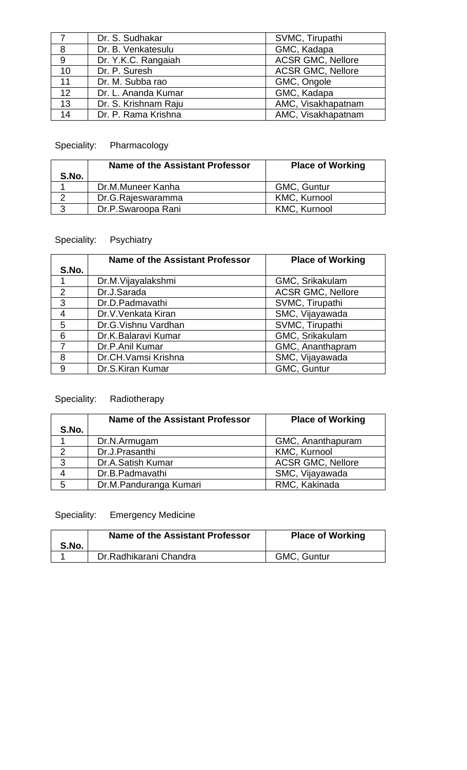| 7 | Dr. S. Sudhakar | SVMC, Tirupathi |
|---|---|---|
| 8 | Dr. B. Venkatesulu | GMC, Kadapa |
| 9 | Dr. Y.K.C. Rangaiah | ACSR GMC, Nellore |
| 10 | Dr. P. Suresh | ACSR GMC, Nellore |
| 11 | Dr. M. Subba rao | GMC, Ongole |
| 12 | Dr. L. Ananda Kumar | GMC, Kadapa |
| 13 | Dr. S. Krishnam Raju | AMC, Visakhapatnam |
| 14 | Dr. P. Rama Krishna | AMC, Visakhapatnam |

Speciality: Pharmacology

| S.No. | Name of the Assistant Professor | Place of Working |
|---|---|---|
| 1 | Dr.M.Muneer Kanha | GMC, Guntur |
| 2 | Dr.G.Rajeswaramma | KMC, Kurnool |
| 3 | Dr.P.Swaroopa Rani | KMC, Kurnool |

Speciality: Psychiatry

| S.No. | Name of the Assistant Professor | Place of Working |
|---|---|---|
| 1 | Dr.M.Vijayalakshmi | GMC, Srikakulam |
| 2 | Dr.J.Sarada | ACSR GMC, Nellore |
| 3 | Dr.D.Padmavathi | SVMC, Tirupathi |
| 4 | Dr.V.Venkata Kiran | SMC, Vijayawada |
| 5 | Dr.G.Vishnu Vardhan | SVMC, Tirupathi |
| 6 | Dr.K.Balaravi Kumar | GMC, Srikakulam |
| 7 | Dr.P.Anil Kumar | GMC, Ananthapram |
| 8 | Dr.CH.Vamsi Krishna | SMC, Vijayawada |
| 9 | Dr.S.Kiran Kumar | GMC, Guntur |

Speciality: Radiotherapy

| S.No. | Name of the Assistant Professor | Place of Working |
|---|---|---|
| 1 | Dr.N.Armugam | GMC, Ananthapuram |
| 2 | Dr.J.Prasanthi | KMC, Kurnool |
| 3 | Dr.A.Satish Kumar | ACSR GMC, Nellore |
| 4 | Dr.B.Padmavathi | SMC, Vijayawada |
| 5 | Dr.M.Panduranga Kumari | RMC, Kakinada |

Speciality: Emergency Medicine

| S.No. | Name of the Assistant Professor | Place of Working |
|---|---|---|
| 1 | Dr.Radhikarani Chandra | GMC, Guntur |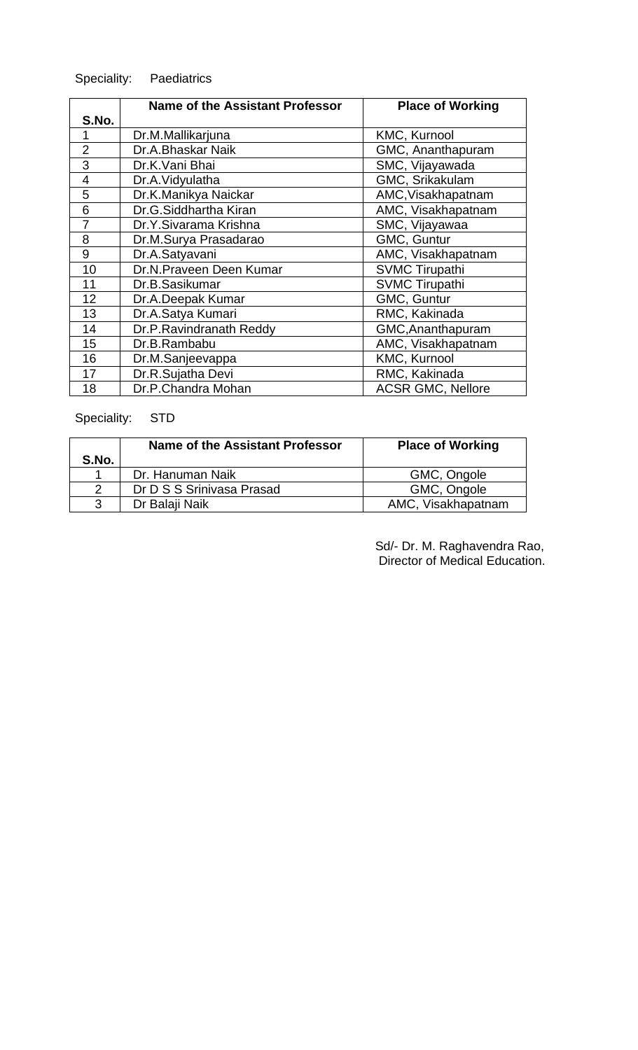Speciality: Paediatrics

| S.No. | Name of the Assistant Professor | Place of Working |
|---|---|---|
| 1 | Dr.M.Mallikarjuna | KMC, Kurnool |
| 2 | Dr.A.Bhaskar Naik | GMC, Ananthapuram |
| 3 | Dr.K.Vani Bhai | SMC, Vijayawada |
| 4 | Dr.A.Vidyulatha | GMC, Srikakulam |
| 5 | Dr.K.Manikya Naickar | AMC,Visakhapatnam |
| 6 | Dr.G.Siddhartha Kiran | AMC, Visakhapatnam |
| 7 | Dr.Y.Sivarama Krishna | SMC, Vijayawaa |
| 8 | Dr.M.Surya Prasadarao | GMC, Guntur |
| 9 | Dr.A.Satyavani | AMC, Visakhapatnam |
| 10 | Dr.N.Praveen Deen Kumar | SVMC Tirupathi |
| 11 | Dr.B.Sasikumar | SVMC Tirupathi |
| 12 | Dr.A.Deepak Kumar | GMC, Guntur |
| 13 | Dr.A.Satya Kumari | RMC, Kakinada |
| 14 | Dr.P.Ravindranath Reddy | GMC,Ananthapuram |
| 15 | Dr.B.Rambabu | AMC, Visakhapatnam |
| 16 | Dr.M.Sanjeevappa | KMC, Kurnool |
| 17 | Dr.R.Sujatha Devi | RMC, Kakinada |
| 18 | Dr.P.Chandra Mohan | ACSR GMC, Nellore |

Speciality: STD

| S.No. | Name of the Assistant Professor | Place of Working |
|---|---|---|
| 1 | Dr. Hanuman Naik | GMC, Ongole |
| 2 | Dr D S S Srinivasa Prasad | GMC, Ongole |
| 3 | Dr Balaji Naik | AMC, Visakhapatnam |

Sd/- Dr. M. Raghavendra Rao,
Director of Medical Education.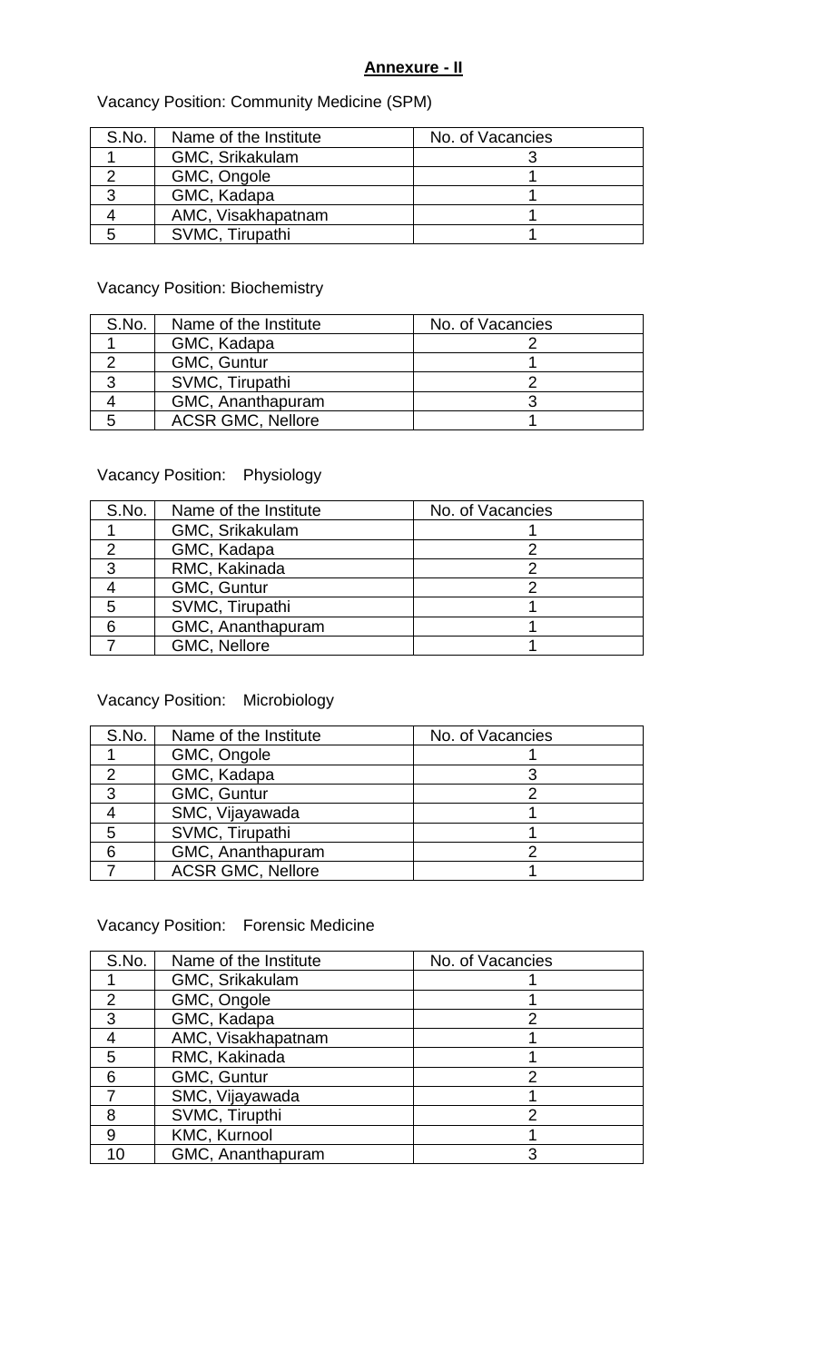**Annexure - II**

Vacancy Position: Community Medicine (SPM)

| S.No. | Name of the Institute | No. of Vacancies |
|---|---|---|
| 1 | GMC, Srikakulam | 3 |
| 2 | GMC, Ongole | 1 |
| 3 | GMC, Kadapa | 1 |
| 4 | AMC, Visakhapatnam | 1 |
| 5 | SVMC, Tirupathi | 1 |

Vacancy Position: Biochemistry

| S.No. | Name of the Institute | No. of Vacancies |
|---|---|---|
| 1 | GMC, Kadapa | 2 |
| 2 | GMC, Guntur | 1 |
| 3 | SVMC, Tirupathi | 2 |
| 4 | GMC, Ananthapuram | 3 |
| 5 | ACSR GMC, Nellore | 1 |

Vacancy Position: Physiology

| S.No. | Name of the Institute | No. of Vacancies |
|---|---|---|
| 1 | GMC, Srikakulam | 1 |
| 2 | GMC, Kadapa | 2 |
| 3 | RMC, Kakinada | 2 |
| 4 | GMC, Guntur | 2 |
| 5 | SVMC, Tirupathi | 1 |
| 6 | GMC, Ananthapuram | 1 |
| 7 | GMC, Nellore | 1 |

Vacancy Position: Microbiology

| S.No. | Name of the Institute | No. of Vacancies |
|---|---|---|
| 1 | GMC, Ongole | 1 |
| 2 | GMC, Kadapa | 3 |
| 3 | GMC, Guntur | 2 |
| 4 | SMC, Vijayawada | 1 |
| 5 | SVMC, Tirupathi | 1 |
| 6 | GMC, Ananthapuram | 2 |
| 7 | ACSR GMC, Nellore | 1 |

Vacancy Position: Forensic Medicine

| S.No. | Name of the Institute | No. of Vacancies |
|---|---|---|
| 1 | GMC, Srikakulam | 1 |
| 2 | GMC, Ongole | 1 |
| 3 | GMC, Kadapa | 2 |
| 4 | AMC, Visakhapatnam | 1 |
| 5 | RMC, Kakinada | 1 |
| 6 | GMC, Guntur | 2 |
| 7 | SMC, Vijayawada | 1 |
| 8 | SVMC, Tirupthi | 2 |
| 9 | KMC, Kurnool | 1 |
| 10 | GMC, Ananthapuram | 3 |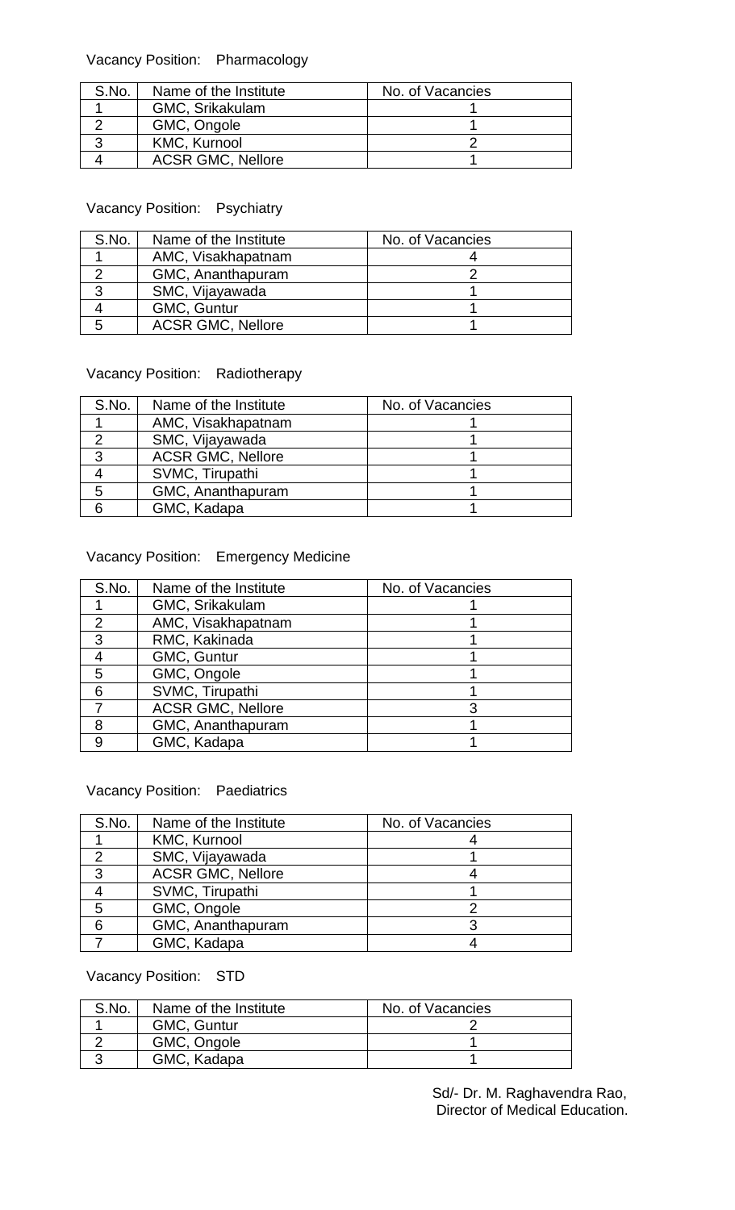Vacancy Position: Pharmacology

| S.No. | Name of the Institute | No. of Vacancies |
|---|---|---|
| 1 | GMC, Srikakulam | 1 |
| 2 | GMC, Ongole | 1 |
| 3 | KMC, Kurnool | 2 |
| 4 | ACSR GMC, Nellore | 1 |

Vacancy Position: Psychiatry

| S.No. | Name of the Institute | No. of Vacancies |
|---|---|---|
| 1 | AMC, Visakhapatnam | 4 |
| 2 | GMC, Ananthapuram | 2 |
| 3 | SMC, Vijayawada | 1 |
| 4 | GMC, Guntur | 1 |
| 5 | ACSR GMC, Nellore | 1 |

Vacancy Position: Radiotherapy

| S.No. | Name of the Institute | No. of Vacancies |
|---|---|---|
| 1 | AMC, Visakhapatnam | 1 |
| 2 | SMC, Vijayawada | 1 |
| 3 | ACSR GMC, Nellore | 1 |
| 4 | SVMC, Tirupathi | 1 |
| 5 | GMC, Ananthapuram | 1 |
| 6 | GMC, Kadapa | 1 |

Vacancy Position: Emergency Medicine

| S.No. | Name of the Institute | No. of Vacancies |
|---|---|---|
| 1 | GMC, Srikakulam | 1 |
| 2 | AMC, Visakhapatnam | 1 |
| 3 | RMC, Kakinada | 1 |
| 4 | GMC, Guntur | 1 |
| 5 | GMC, Ongole | 1 |
| 6 | SVMC, Tirupathi | 1 |
| 7 | ACSR GMC, Nellore | 3 |
| 8 | GMC, Ananthapuram | 1 |
| 9 | GMC, Kadapa | 1 |

Vacancy Position: Paediatrics

| S.No. | Name of the Institute | No. of Vacancies |
|---|---|---|
| 1 | KMC, Kurnool | 4 |
| 2 | SMC, Vijayawada | 1 |
| 3 | ACSR GMC, Nellore | 4 |
| 4 | SVMC, Tirupathi | 1 |
| 5 | GMC, Ongole | 2 |
| 6 | GMC, Ananthapuram | 3 |
| 7 | GMC, Kadapa | 4 |

Vacancy Position: STD

| S.No. | Name of the Institute | No. of Vacancies |
|---|---|---|
| 1 | GMC, Guntur | 2 |
| 2 | GMC, Ongole | 1 |
| 3 | GMC, Kadapa | 1 |

Sd/- Dr. M. Raghavendra Rao,
Director of Medical Education.